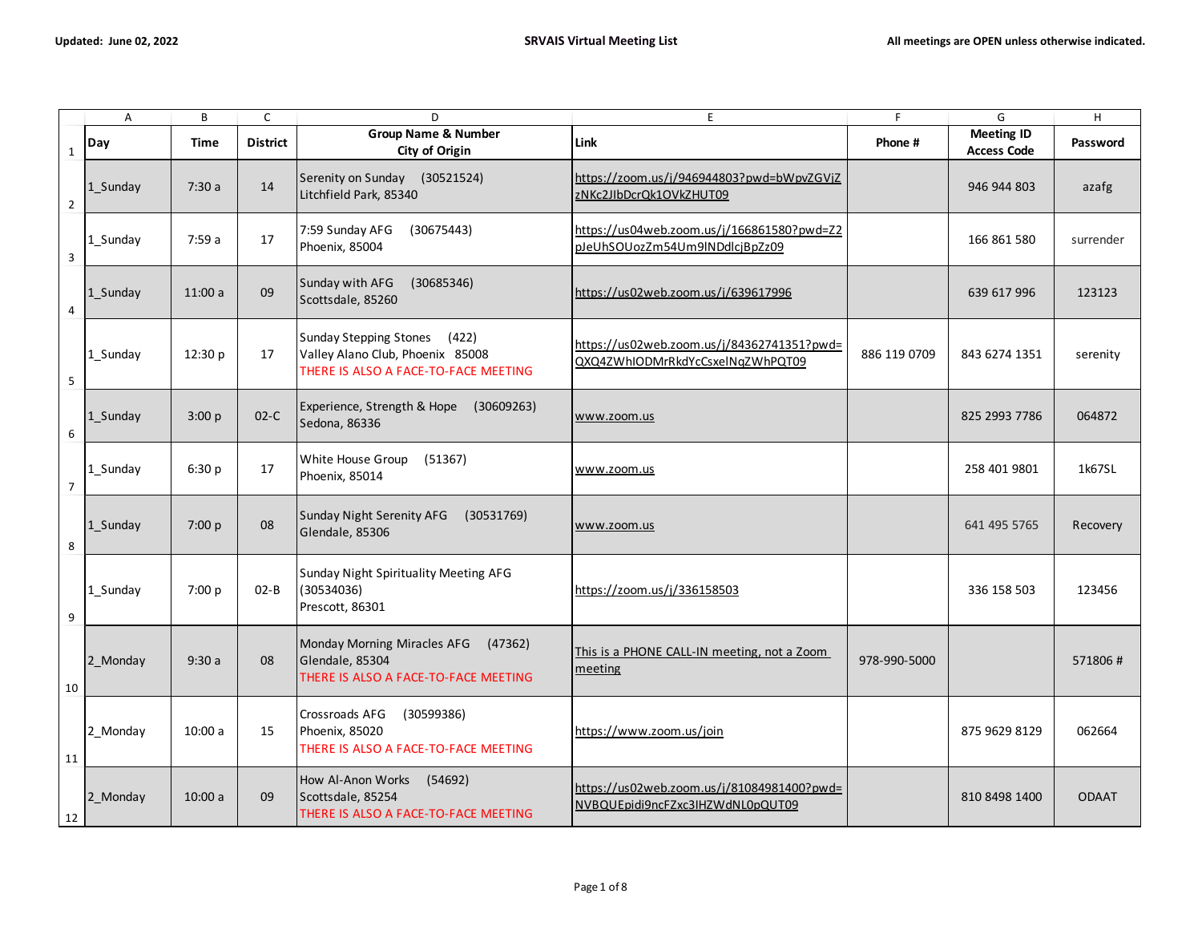Updated: June 02, 2022 | SRVAIS Virtual Meeting List | All meetings are OPEN unless otherwise indicated.

| Day | Time | District | Group Name & Number City of Origin | Link | Phone # | Meeting ID Access Code | Password |
|---|---|---|---|---|---|---|---|
| 1_Sunday | 7:30 a | 14 | Serenity on Sunday (30521524) Litchfield Park, 85340 | https://zoom.us/j/946944803?pwd=bWpvZGVjZzNKc2JlbDcrQk1OVkZHUT09 | | 946 944 803 | azafg |
| 1_Sunday | 7:59 a | 17 | 7:59 Sunday AFG (30675443) Phoenix, 85004 | https://us04web.zoom.us/j/166861580?pwd=Z2pJeUhSOUozZm54Um9lNDdlcjBpZz09 | | 166 861 580 | surrender |
| 1_Sunday | 11:00 a | 09 | Sunday with AFG (30685346) Scottsdale, 85260 | https://us02web.zoom.us/j/639617996 | | 639 617 996 | 123123 |
| 1_Sunday | 12:30 p | 17 | Sunday Stepping Stones (422) Valley Alano Club, Phoenix 85008 THERE IS ALSO A FACE-TO-FACE MEETING | https://us02web.zoom.us/j/84362741351?pwd=QXQ4ZWhIODMrRkdYcCsxelNqZWhPQT09 | 886 119 0709 | 843 6274 1351 | serenity |
| 1_Sunday | 3:00 p | 02-C | Experience, Strength & Hope (30609263) Sedona, 86336 | www.zoom.us | | 825 2993 7786 | 064872 |
| 1_Sunday | 6:30 p | 17 | White House Group (51367) Phoenix, 85014 | www.zoom.us | | 258 401 9801 | 1k67SL |
| 1_Sunday | 7:00 p | 08 | Sunday Night Serenity AFG (30531769) Glendale, 85306 | www.zoom.us | | 641 495 5765 | Recovery |
| 1_Sunday | 7:00 p | 02-B | Sunday Night Spirituality Meeting AFG (30534036) Prescott, 86301 | https://zoom.us/j/336158503 | | 336 158 503 | 123456 |
| 2_Monday | 9:30 a | 08 | Monday Morning Miracles AFG (47362) Glendale, 85304 THERE IS ALSO A FACE-TO-FACE MEETING | This is a PHONE CALL-IN meeting, not a Zoom meeting | 978-990-5000 | | 571806 # |
| 2_Monday | 10:00 a | 15 | Crossroads AFG (30599386) Phoenix, 85020 THERE IS ALSO A FACE-TO-FACE MEETING | https://www.zoom.us/join | | 875 9629 8129 | 062664 |
| 2_Monday | 10:00 a | 09 | How Al-Anon Works (54692) Scottsdale, 85254 THERE IS ALSO A FACE-TO-FACE MEETING | https://us02web.zoom.us/j/81084981400?pwd=NVBQUEpidi9ncFZxc3lHZWdNL0pQUT09 | | 810 8498 1400 | ODAAT |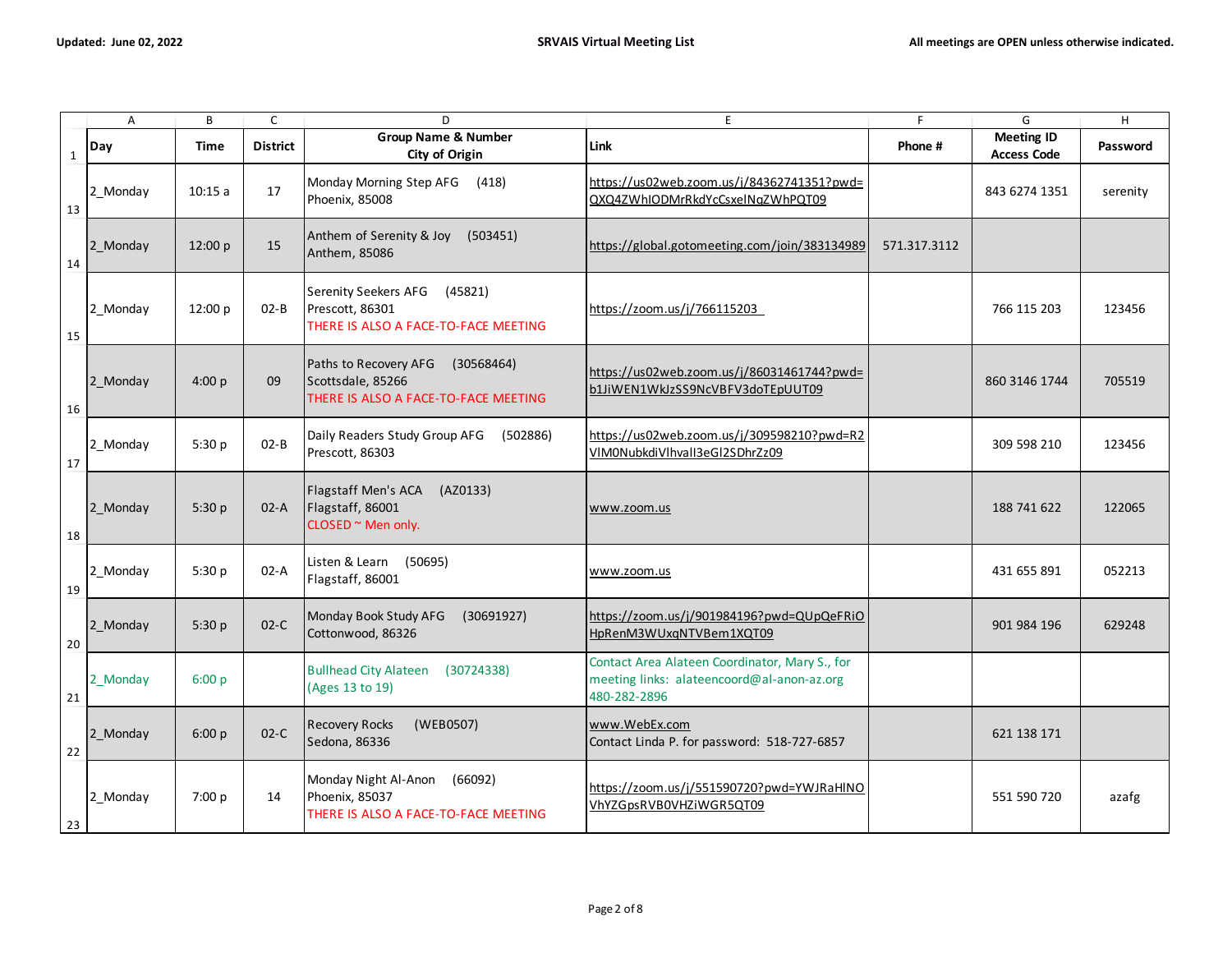| Day | Time | District | Group Name & Number City of Origin | Link | Phone # | Meeting ID Access Code | Password |
|---|---|---|---|---|---|---|---|
| 2_Monday | 10:15 a | 17 | Monday Morning Step AFG (418) Phoenix, 85008 | https://us02web.zoom.us/j/84362741351?pwd=QXQ4ZWhIODMrRkdYcCsxelNqZWhPQT09 | | 843 6274 1351 | serenity |
| 2_Monday | 12:00 p | 15 | Anthem of Serenity & Joy (503451) Anthem, 85086 | https://global.gotomeeting.com/join/383134989 | 571.317.3112 | | |
| 2_Monday | 12:00 p | 02-B | Serenity Seekers AFG (45821) Prescott, 86301 THERE IS ALSO A FACE-TO-FACE MEETING | https://zoom.us/j/766115203 | | 766 115 203 | 123456 |
| 2_Monday | 4:00 p | 09 | Paths to Recovery AFG (30568464) Scottsdale, 85266 THERE IS ALSO A FACE-TO-FACE MEETING | https://us02web.zoom.us/j/86031461744?pwd=b1JiWEN1WkJzSS9NcVBFV3doTEpUUT09 | | 860 3146 1744 | 705519 |
| 2_Monday | 5:30 p | 02-B | Daily Readers Study Group AFG (502886) Prescott, 86303 | https://us02web.zoom.us/j/309598210?pwd=R2VlM0NubkdiVlhvall3eGl2SDhrZz09 | | 309 598 210 | 123456 |
| 2_Monday | 5:30 p | 02-A | Flagstaff Men's ACA (AZ0133) Flagstaff, 86001 CLOSED ~ Men only. | www.zoom.us | | 188 741 622 | 122065 |
| 2_Monday | 5:30 p | 02-A | Listen & Learn (50695) Flagstaff, 86001 | www.zoom.us | | 431 655 891 | 052213 |
| 2_Monday | 5:30 p | 02-C | Monday Book Study AFG (30691927) Cottonwood, 86326 | https://zoom.us/j/901984196?pwd=QUpQeFRiOHpRenM3WUxqNTVBem1XQT09 | | 901 984 196 | 629248 |
| 2_Monday | 6:00 p | | Bullhead City Alateen (30724338) (Ages 13 to 19) | Contact Area Alateen Coordinator, Mary S., for meeting links: alateencoord@al-anon-az.org 480-282-2896 | | | |
| 2_Monday | 6:00 p | 02-C | Recovery Rocks (WEB0507) Sedona, 86336 | www.WebEx.com Contact Linda P. for password: 518-727-6857 | | 621 138 171 | |
| 2_Monday | 7:00 p | 14 | Monday Night Al-Anon (66092) Phoenix, 85037 THERE IS ALSO A FACE-TO-FACE MEETING | https://zoom.us/j/551590720?pwd=YWJRaHlNOVhYZGpsRVB0VHZiWGR5QT09 | | 551 590 720 | azafg |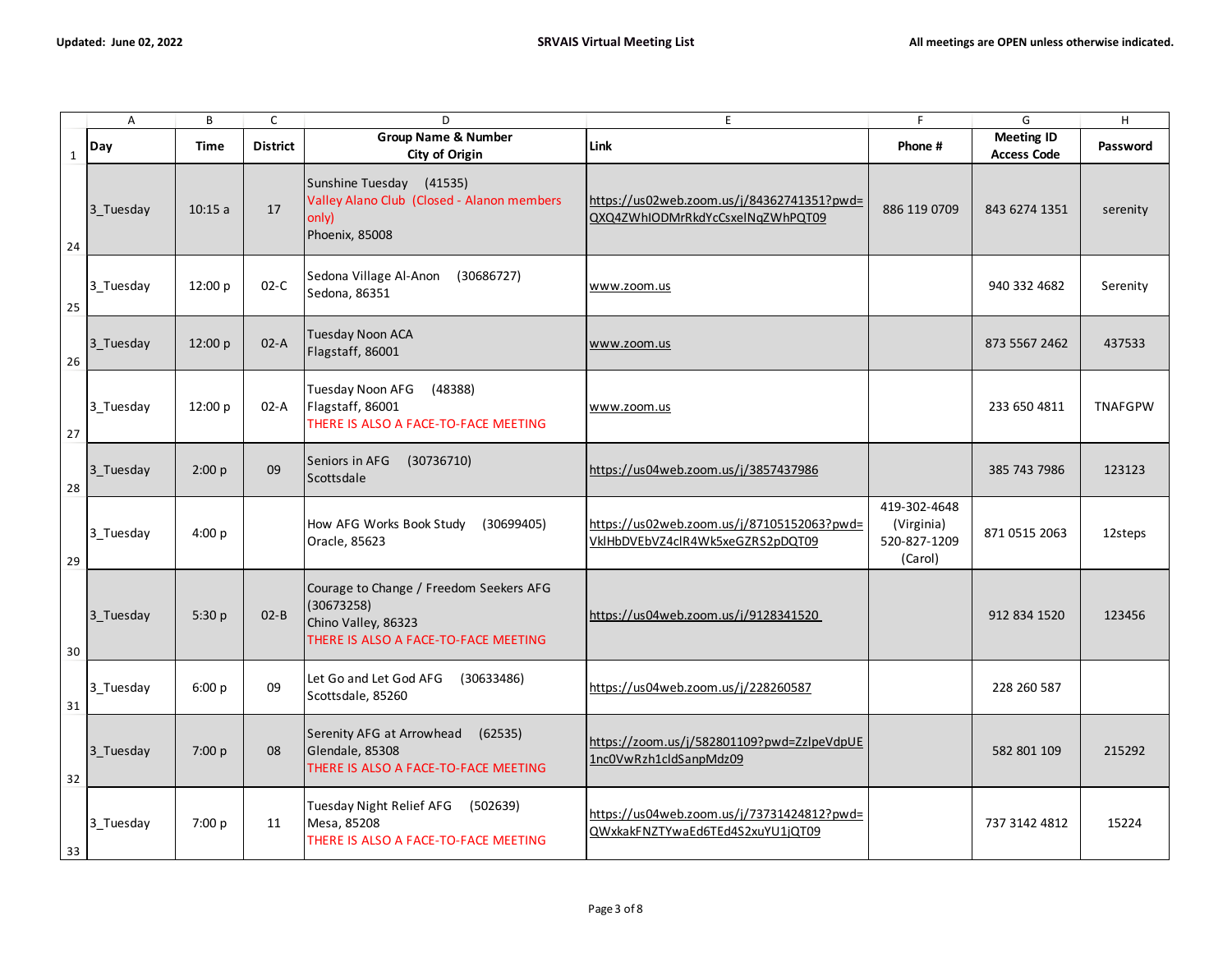Updated: June 02, 2022

**SRVAIS Virtual Meeting List**

All meetings are OPEN unless otherwise indicated.

| | A | B | C | D | E | F | G | H |
|---|---|---|---|---|---|---|---|---|
| 1 | Day | Time | District | Group Name & Number City of Origin | Link | Phone # | Meeting ID Access Code | Password |
| 24 | 3_Tuesday | 10:15 a | 17 | Sunshine Tuesday (41535) Valley Alano Club (Closed - Alanon members only) Phoenix, 85008 | https://us02web.zoom.us/j/84362741351?pwd=QXQ4ZWhIODMrRkdYcCsxelNqZWhPQT09 | 886 119 0709 | 843 6274 1351 | serenity |
| 25 | 3_Tuesday | 12:00 p | 02-C | Sedona Village Al-Anon (30686727) Sedona, 86351 | www.zoom.us | | 940 332 4682 | Serenity |
| 26 | 3_Tuesday | 12:00 p | 02-A | Tuesday Noon ACA Flagstaff, 86001 | www.zoom.us | | 873 5567 2462 | 437533 |
| 27 | 3_Tuesday | 12:00 p | 02-A | Tuesday Noon AFG (48388) Flagstaff, 86001 THERE IS ALSO A FACE-TO-FACE MEETING | www.zoom.us | | 233 650 4811 | TNAFGPW |
| 28 | 3_Tuesday | 2:00 p | 09 | Seniors in AFG (30736710) Scottsdale | https://us04web.zoom.us/j/3857437986 | | 385 743 7986 | 123123 |
| 29 | 3_Tuesday | 4:00 p | | How AFG Works Book Study (30699405) Oracle, 85623 | https://us02web.zoom.us/j/87105152063?pwd=VklHbDVEbVZ4clR4Wk5xeGZRS2pDQT09 | 419-302-4648 (Virginia) 520-827-1209 (Carol) | 871 0515 2063 | 12steps |
| 30 | 3_Tuesday | 5:30 p | 02-B | Courage to Change / Freedom Seekers AFG (30673258) Chino Valley, 86323 THERE IS ALSO A FACE-TO-FACE MEETING | https://us04web.zoom.us/j/9128341520 | | 912 834 1520 | 123456 |
| 31 | 3_Tuesday | 6:00 p | 09 | Let Go and Let God AFG (30633486) Scottsdale, 85260 | https://us04web.zoom.us/j/228260587 | | 228 260 587 | |
| 32 | 3_Tuesday | 7:00 p | 08 | Serenity AFG at Arrowhead (62535) Glendale, 85308 THERE IS ALSO A FACE-TO-FACE MEETING | https://zoom.us/j/582801109?pwd=ZzlpeVdpUE1nc0VwRzh1cldSanpMdz09 | | 582 801 109 | 215292 |
| 33 | 3_Tuesday | 7:00 p | 11 | Tuesday Night Relief AFG (502639) Mesa, 85208 THERE IS ALSO A FACE-TO-FACE MEETING | https://us04web.zoom.us/j/73731424812?pwd=QWxkakFNZTYwaEd6TEd4S2xuYU1jQT09 | | 737 3142 4812 | 15224 |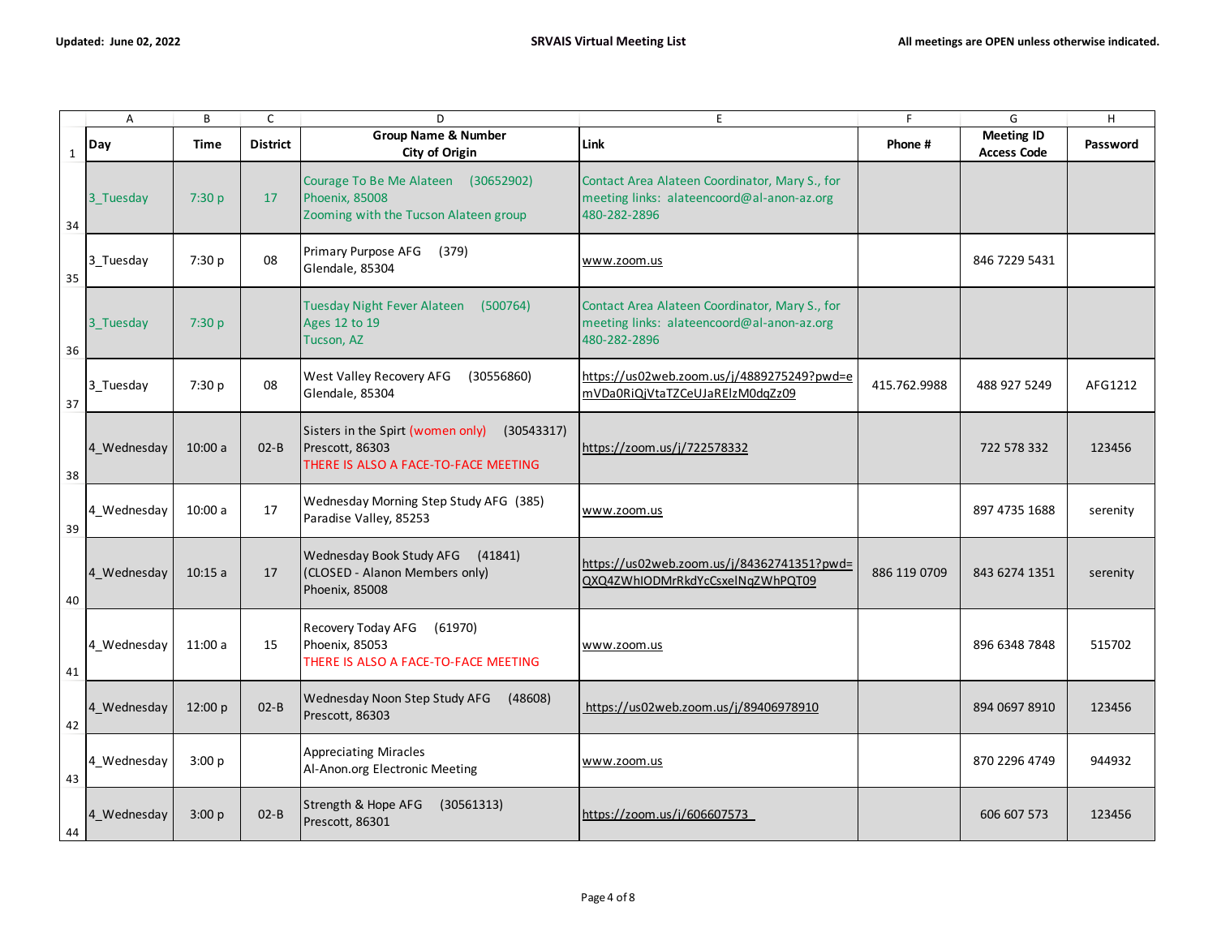| Day | Time | District | Group Name & Number<br>City of Origin | Link | Phone # | Meeting ID<br>Access Code | Password |
|---|---|---|---|---|---|---|---|
| 3_Tuesday | 7:30 p | 17 | Courage To Be Me Alateen (30652902)<br>Phoenix, 85008<br>Zooming with the Tucson Alateen group | Contact Area Alateen Coordinator, Mary S., for meeting links: alateencoord@al-anon-az.org<br>480-282-2896 | | | |
| 3_Tuesday | 7:30 p | 08 | Primary Purpose AFG (379)<br>Glendale, 85304 | www.zoom.us | | 846 7229 5431 | |
| 3_Tuesday | 7:30 p | | Tuesday Night Fever Alateen (500764)<br>Ages 12 to 19<br>Tucson, AZ | Contact Area Alateen Coordinator, Mary S., for meeting links: alateencoord@al-anon-az.org<br>480-282-2896 | | | |
| 3_Tuesday | 7:30 p | 08 | West Valley Recovery AFG (30556860)<br>Glendale, 85304 | https://us02web.zoom.us/j/4889275249?pwd=emVDa0RiQjVtaTZCeUJaRElzM0dqZz09 | 415.762.9988 | 488 927 5249 | AFG1212 |
| 4_Wednesday | 10:00 a | 02-B | Sisters in the Spirt (women only) (30543317)<br>Prescott, 86303<br>THERE IS ALSO A FACE-TO-FACE MEETING | https://zoom.us/j/722578332 | | 722 578 332 | 123456 |
| 4_Wednesday | 10:00 a | 17 | Wednesday Morning Step Study AFG (385)<br>Paradise Valley, 85253 | www.zoom.us | | 897 4735 1688 | serenity |
| 4_Wednesday | 10:15 a | 17 | Wednesday Book Study AFG (41841)<br>(CLOSED - Alanon Members only)<br>Phoenix, 85008 | https://us02web.zoom.us/j/84362741351?pwd=QXQ4ZWhIODMrRkdYcCsxelNqZWhPQT09 | 886 119 0709 | 843 6274 1351 | serenity |
| 4_Wednesday | 11:00 a | 15 | Recovery Today AFG (61970)<br>Phoenix, 85053<br>THERE IS ALSO A FACE-TO-FACE MEETING | www.zoom.us | | 896 6348 7848 | 515702 |
| 4_Wednesday | 12:00 p | 02-B | Wednesday Noon Step Study AFG (48608)<br>Prescott, 86303 | https://us02web.zoom.us/j/89406978910 | | 894 0697 8910 | 123456 |
| 4_Wednesday | 3:00 p | | Appreciating Miracles<br>Al-Anon.org Electronic Meeting | www.zoom.us | | 870 2296 4749 | 944932 |
| 4_Wednesday | 3:00 p | 02-B | Strength & Hope AFG (30561313)<br>Prescott, 86301 | https://zoom.us/j/606607573 | | 606 607 573 | 123456 |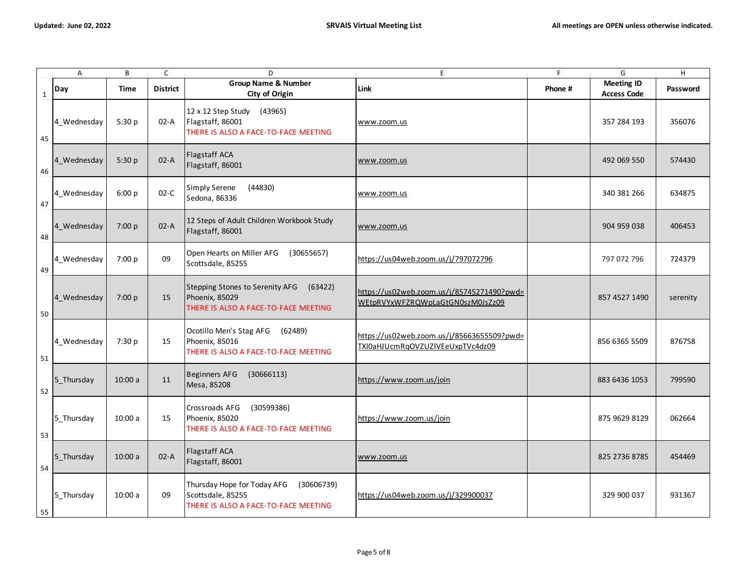Updated: June 02, 2022 | SRVAIS Virtual Meeting List | All meetings are OPEN unless otherwise indicated.

| | A | B | C | D | E | F | G | H |
|---|---|---|---|---|---|---|---|---|
| 1 | Day | Time | District | Group Name & Number City of Origin | Link | Phone # | Meeting ID Access Code | Password |
| 45 | 4_Wednesday | 5:30 p | 02-A | 12 x 12 Step Study (43965) Flagstaff, 86001 THERE IS ALSO A FACE-TO-FACE MEETING | www.zoom.us | | 357 284 193 | 356076 |
| 46 | 4_Wednesday | 5:30 p | 02-A | Flagstaff ACA Flagstaff, 86001 | www.zoom.us | | 492 069 550 | 574430 |
| 47 | 4_Wednesday | 6:00 p | 02-C | Simply Serene (44830) Sedona, 86336 | www.zoom.us | | 340 381 266 | 634875 |
| 48 | 4_Wednesday | 7:00 p | 02-A | 12 Steps of Adult Children Workbook Study Flagstaff, 86001 | www.zoom.us | | 904 959 038 | 406453 |
| 49 | 4_Wednesday | 7:00 p | 09 | Open Hearts on Miller AFG (30655657) Scottsdale, 85255 | https://us04web.zoom.us/j/797072796 | | 797 072 796 | 724379 |
| 50 | 4_Wednesday | 7:00 p | 15 | Stepping Stones to Serenity AFG (63422) Phoenix, 85029 THERE IS ALSO A FACE-TO-FACE MEETING | https://us02web.zoom.us/j/85745271490?pwd=WEtpRVYxWFZRQWpLaGtGN0szM0JsZz09 | | 857 4527 1490 | serenity |
| 51 | 4_Wednesday | 7:30 p | 15 | Ocotillo Men's Stag AFG (62489) Phoenix, 85016 THERE IS ALSO A FACE-TO-FACE MEETING | https://us02web.zoom.us/j/85663655509?pwd=TXI0aHJUcmRqOVZUZlVEeUxpTVc4dz09 | | 856 6365 5509 | 876758 |
| 52 | 5_Thursday | 10:00 a | 11 | Beginners AFG (30666113) Mesa, 85208 | https://www.zoom.us/join | | 883 6436 1053 | 799590 |
| 53 | 5_Thursday | 10:00 a | 15 | Crossroads AFG (30599386) Phoenix, 85020 THERE IS ALSO A FACE-TO-FACE MEETING | https://www.zoom.us/join | | 875 9629 8129 | 062664 |
| 54 | 5_Thursday | 10:00 a | 02-A | Flagstaff ACA Flagstaff, 86001 | www.zoom.us | | 825 2736 8785 | 454469 |
| 55 | 5_Thursday | 10:00 a | 09 | Thursday Hope for Today AFG (30606739) Scottsdale, 85255 THERE IS ALSO A FACE-TO-FACE MEETING | https://us04web.zoom.us/j/329900037 | | 329 900 037 | 931367 |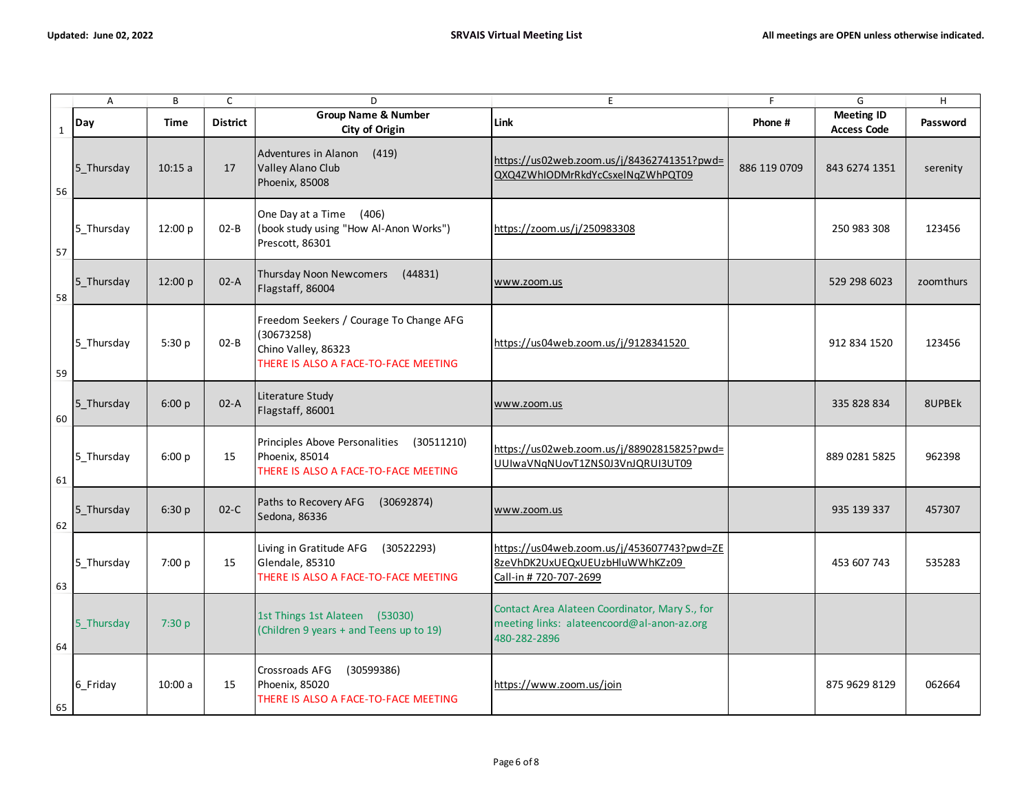| Day | Time | District | Group Name & Number City of Origin | Link | Phone # | Meeting ID Access Code | Password |
|---|---|---|---|---|---|---|---|
| 5_Thursday | 10:15 a | 17 | Adventures in Alanon (419) Valley Alano Club Phoenix, 85008 | https://us02web.zoom.us/j/84362741351?pwd=QXQ4ZWhlODMrRkdYcCsxelNqZWhPQT09 | 886 119 0709 | 843 6274 1351 | serenity |
| 5_Thursday | 12:00 p | 02-B | One Day at a Time (406) (book study using "How Al-Anon Works") Prescott, 86301 | https://zoom.us/j/250983308 | | 250 983 308 | 123456 |
| 5_Thursday | 12:00 p | 02-A | Thursday Noon Newcomers (44831) Flagstaff, 86004 | www.zoom.us | | 529 298 6023 | zoomthurs |
| 5_Thursday | 5:30 p | 02-B | Freedom Seekers / Courage To Change AFG (30673258) Chino Valley, 86323 THERE IS ALSO A FACE-TO-FACE MEETING | https://us04web.zoom.us/j/9128341520 | | 912 834 1520 | 123456 |
| 5_Thursday | 6:00 p | 02-A | Literature Study Flagstaff, 86001 | www.zoom.us | | 335 828 834 | 8UPBEk |
| 5_Thursday | 6:00 p | 15 | Principles Above Personalities (30511210) Phoenix, 85014 THERE IS ALSO A FACE-TO-FACE MEETING | https://us02web.zoom.us/j/88902815825?pwd=UUlwaVNqNUovT1ZNS0J3VnJQRUI3UT09 | | 889 0281 5825 | 962398 |
| 5_Thursday | 6:30 p | 02-C | Paths to Recovery AFG (30692874) Sedona, 86336 | www.zoom.us | | 935 139 337 | 457307 |
| 5_Thursday | 7:00 p | 15 | Living in Gratitude AFG (30522293) Glendale, 85310 THERE IS ALSO A FACE-TO-FACE MEETING | https://us04web.zoom.us/j/453607743?pwd=ZE8zeVhDK2UxUEQxUEUzbHluWWhKZz09 Call-in # 720-707-2699 | | 453 607 743 | 535283 |
| 5_Thursday | 7:30 p | | 1st Things 1st Alateen (53030) (Children 9 years + and Teens up to 19) | Contact Area Alateen Coordinator, Mary S., for meeting links: alateencoord@al-anon-az.org 480-282-2896 | | | |
| 6_Friday | 10:00 a | 15 | Crossroads AFG (30599386) Phoenix, 85020 THERE IS ALSO A FACE-TO-FACE MEETING | https://www.zoom.us/join | | 875 9629 8129 | 062664 |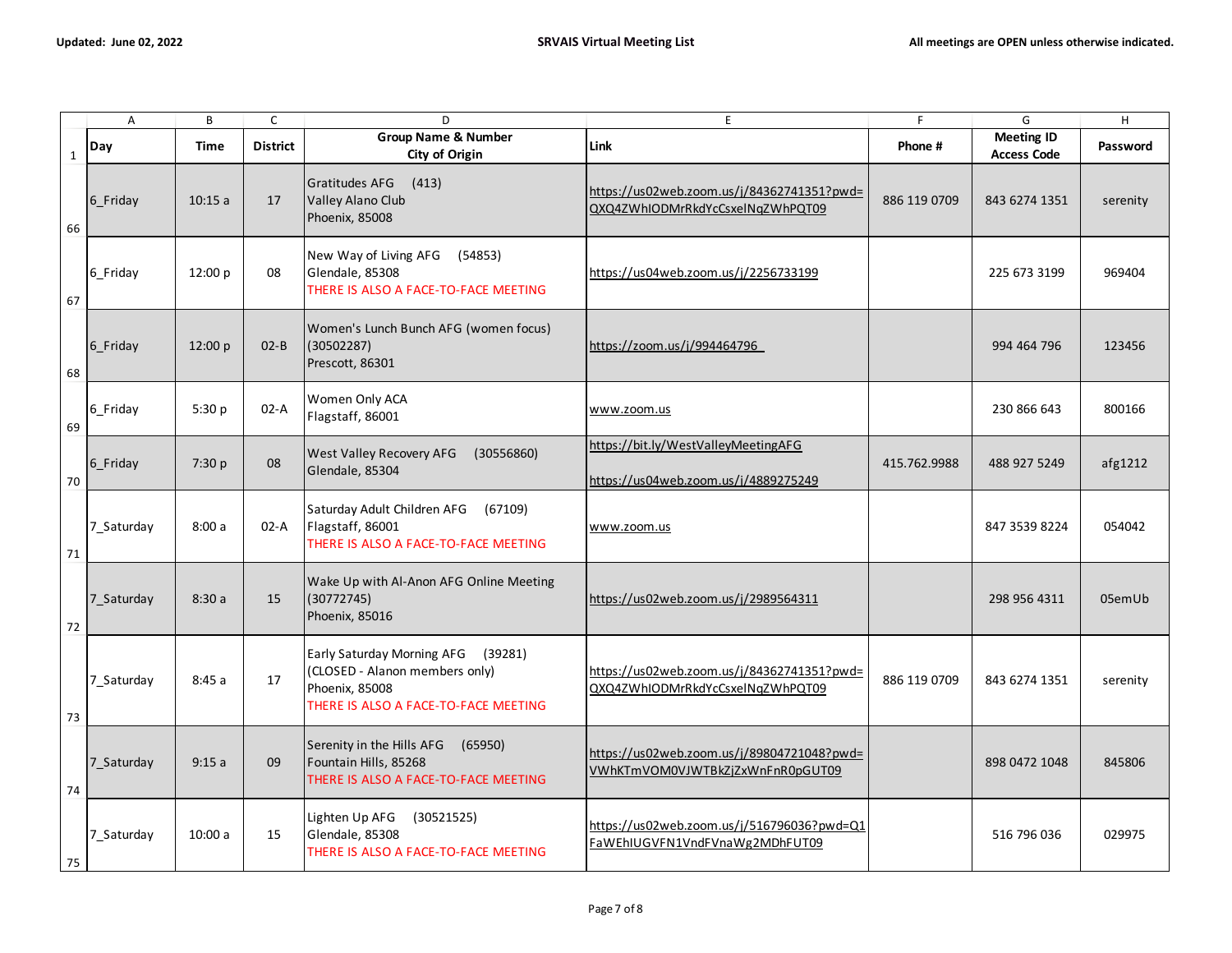All meetings are OPEN unless otherwise indicated.

| | A | B | C | D | E | F | G | H |
|---|---|---|---|---|---|---|---|---|
| 1 | Day | Time | District | Group Name & Number City of Origin | Link | Phone # | Meeting ID Access Code | Password |
| 66 | 6_Friday | 10:15 a | 17 | Gratitudes AFG (413) Valley Alano Club Phoenix, 85008 | https://us02web.zoom.us/j/84362741351?pwd=QXQ4ZWhIODMrRkdYcCsxelNqZWhPQT09 | 886 119 0709 | 843 6274 1351 | serenity |
| 67 | 6_Friday | 12:00 p | 08 | New Way of Living AFG (54853) Glendale, 85308 THERE IS ALSO A FACE-TO-FACE MEETING | https://us04web.zoom.us/j/2256733199 | | 225 673 3199 | 969404 |
| 68 | 6_Friday | 12:00 p | 02-B | Women's Lunch Bunch AFG (women focus) (30502287) Prescott, 86301 | https://zoom.us/j/994464796 | | 994 464 796 | 123456 |
| 69 | 6_Friday | 5:30 p | 02-A | Women Only ACA Flagstaff, 86001 | www.zoom.us | | 230 866 643 | 800166 |
| 70 | 6_Friday | 7:30 p | 08 | West Valley Recovery AFG (30556860) Glendale, 85304 | https://bit.ly/WestValleyMeetingAFG https://us04web.zoom.us/j/4889275249 | 415.762.9988 | 488 927 5249 | afg1212 |
| 71 | 7_Saturday | 8:00 a | 02-A | Saturday Adult Children AFG (67109) Flagstaff, 86001 THERE IS ALSO A FACE-TO-FACE MEETING | www.zoom.us | | 847 3539 8224 | 054042 |
| 72 | 7_Saturday | 8:30 a | 15 | Wake Up with Al-Anon AFG Online Meeting (30772745) Phoenix, 85016 | https://us02web.zoom.us/j/2989564311 | | 298 956 4311 | 05emUb |
| 73 | 7_Saturday | 8:45 a | 17 | Early Saturday Morning AFG (39281) (CLOSED - Alanon members only) Phoenix, 85008 THERE IS ALSO A FACE-TO-FACE MEETING | https://us02web.zoom.us/j/84362741351?pwd=QXQ4ZWhIODMrRkdYcCsxelNqZWhPQT09 | 886 119 0709 | 843 6274 1351 | serenity |
| 74 | 7_Saturday | 9:15 a | 09 | Serenity in the Hills AFG (65950) Fountain Hills, 85268 THERE IS ALSO A FACE-TO-FACE MEETING | https://us02web.zoom.us/j/89804721048?pwd=VWhKTmVOM0VJWTBkZjZxWnFnR0pGUT09 | | 898 0472 1048 | 845806 |
| 75 | 7_Saturday | 10:00 a | 15 | Lighten Up AFG (30521525) Glendale, 85308 THERE IS ALSO A FACE-TO-FACE MEETING | https://us02web.zoom.us/j/516796036?pwd=Q1FaWEhIUGVFN1VndFVnaWg2MDhFUT09 | | 516 796 036 | 029975 |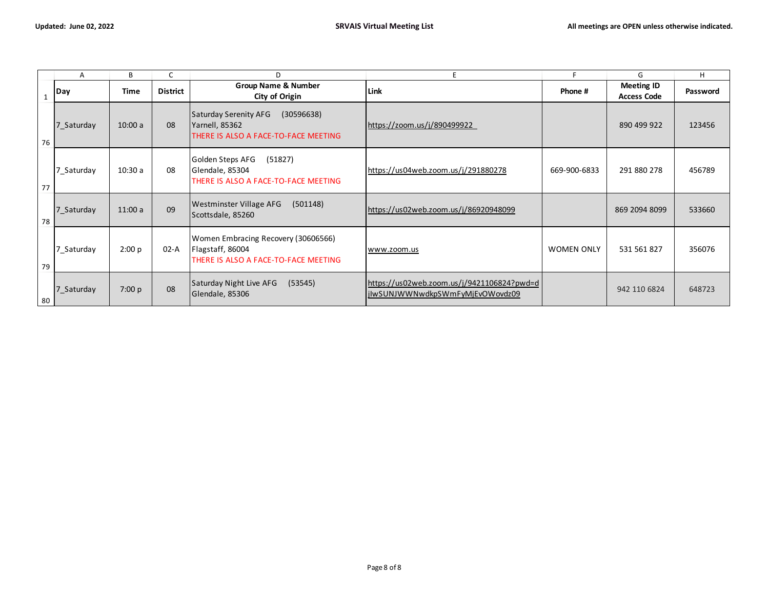| | A | B | C | D | E | F | G | H |
|---|---|---|---|---|---|---|---|---|
| 1 | Day | Time | District | Group Name & Number City of Origin | Link | Phone # | Meeting ID Access Code | Password |
| 76 | 7_Saturday | 10:00 a | 08 | Saturday Serenity AFG (30596638) Yarnell, 85362 THERE IS ALSO A FACE-TO-FACE MEETING | https://zoom.us/j/890499922 | | 890 499 922 | 123456 |
| 77 | 7_Saturday | 10:30 a | 08 | Golden Steps AFG (51827) Glendale, 85304 THERE IS ALSO A FACE-TO-FACE MEETING | https://us04web.zoom.us/j/291880278 | 669-900-6833 | 291 880 278 | 456789 |
| 78 | 7_Saturday | 11:00 a | 09 | Westminster Village AFG (501148) Scottsdale, 85260 | https://us02web.zoom.us/j/86920948099 | | 869 2094 8099 | 533660 |
| 79 | 7_Saturday | 2:00 p | 02-A | Women Embracing Recovery (30606566) Flagstaff, 86004 THERE IS ALSO A FACE-TO-FACE MEETING | www.zoom.us | WOMEN ONLY | 531 561 827 | 356076 |
| 80 | 7_Saturday | 7:00 p | 08 | Saturday Night Live AFG (53545) Glendale, 85306 | https://us02web.zoom.us/j/9421106824?pwd=djIwSUNJWWNwdkpSWmFyMjEvOWovdz09 | | 942 110 6824 | 648723 |